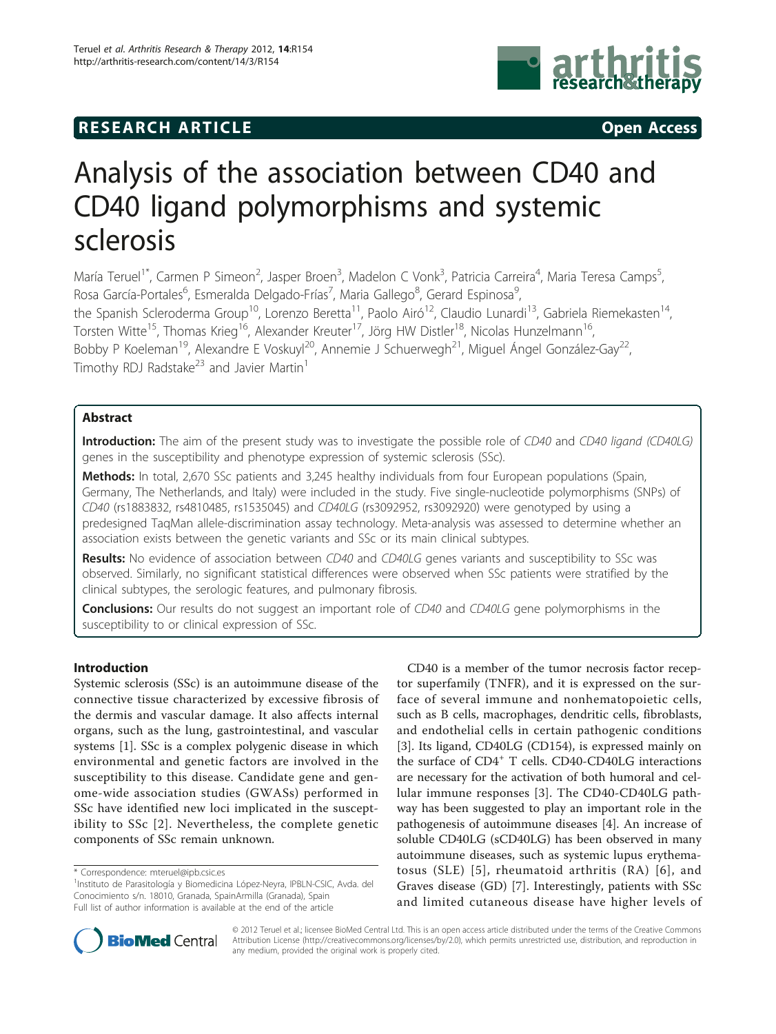RESEARCH ARTICLE

Open Access

# Analysis of the association between CD40 and CD40 ligand polymorphisms and systemic sclerosis

María Teruel[1*], Carmen P Simeon[2], Jasper Broen[3], Madelon C Vonk[3], Patricia Carreira[4], Maria Teresa Camps[5], Rosa García-Portales[6], Esmeralda Delgado-Frías[7], Maria Gallego[8], Gerard Espinosa[9], the Spanish Scleroderma Group[10], Lorenzo Beretta[11], Paolo Airó[12], Claudio Lunardi[13], Gabriela Riemekasten[14], Torsten Witte[15], Thomas Krieg[16], Alexander Kreuter[17], Jörg HW Distler[18], Nicolas Hunzelmann[16], Bobby P Koeleman[19], Alexandre E Voskuyl[20], Annemie J Schuerwegh[21], Miguel Ángel González-Gay[22], Timothy RDJ Radstake[23] and Javier Martin[1]

## Abstract

**Introduction:** The aim of the present study was to investigate the possible role of *CD40* and *CD40 ligand (CD40LG)* genes in the susceptibility and phenotype expression of systemic sclerosis (SSc).

**Methods:** In total, 2,670 SSc patients and 3,245 healthy individuals from four European populations (Spain, Germany, The Netherlands, and Italy) were included in the study. Five single-nucleotide polymorphisms (SNPs) of *CD40* (rs1883832, rs4810485, rs1535045) and *CD40LG* (rs3092952, rs3092920) were genotyped by using a predesigned TaqMan allele-discrimination assay technology. Meta-analysis was assessed to determine whether an association exists between the genetic variants and SSc or its main clinical subtypes.

**Results:** No evidence of association between *CD40* and *CD40LG* genes variants and susceptibility to SSc was observed. Similarly, no significant statistical differences were observed when SSc patients were stratified by the clinical subtypes, the serologic features, and pulmonary fibrosis.

**Conclusions:** Our results do not suggest an important role of *CD40* and *CD40LG* gene polymorphisms in the susceptibility to or clinical expression of SSc.

## Introduction

Systemic sclerosis (SSc) is an autoimmune disease of the connective tissue characterized by excessive fibrosis of the dermis and vascular damage. It also affects internal organs, such as the lung, gastrointestinal, and vascular systems [1]. SSc is a complex polygenic disease in which environmental and genetic factors are involved in the susceptibility to this disease. Candidate gene and genome-wide association studies (GWASs) performed in SSc have identified new loci implicated in the susceptibility to SSc [2]. Nevertheless, the complete genetic components of SSc remain unknown.

CD40 is a member of the tumor necrosis factor receptor superfamily (TNFR), and it is expressed on the surface of several immune and nonhematopoietic cells, such as B cells, macrophages, dendritic cells, fibroblasts, and endothelial cells in certain pathogenic conditions [3]. Its ligand, CD40LG (CD154), is expressed mainly on the surface of $CD4^+$ T cells. CD40-CD40LG interactions are necessary for the activation of both humoral and cellular immune responses [3]. The CD40-CD40LG pathway has been suggested to play an important role in the pathogenesis of autoimmune diseases [4]. An increase of soluble CD40LG (sCD40LG) has been observed in many autoimmune diseases, such as systemic lupus erythematosus (SLE) [5], rheumatoid arthritis (RA) [6], and Graves disease (GD) [7]. Interestingly, patients with SSc and limited cutaneous disease have higher levels of

\* Correspondence: mteruel@ipb.csic.es
[1]Instituto de Parasitología y Biomedicina López-Neyra, IPBLN-CSIC, Avda. del Conocimiento s/n. 18010, Granada, SpainArmilla (Granada), Spain
Full list of author information is available at the end of the article

© 2012 Teruel et al.; licensee BioMed Central Ltd. This is an open access article distributed under the terms of the Creative Commons Attribution License (http://creativecommons.org/licenses/by/2.0), which permits unrestricted use, distribution, and reproduction in any medium, provided the original work is properly cited.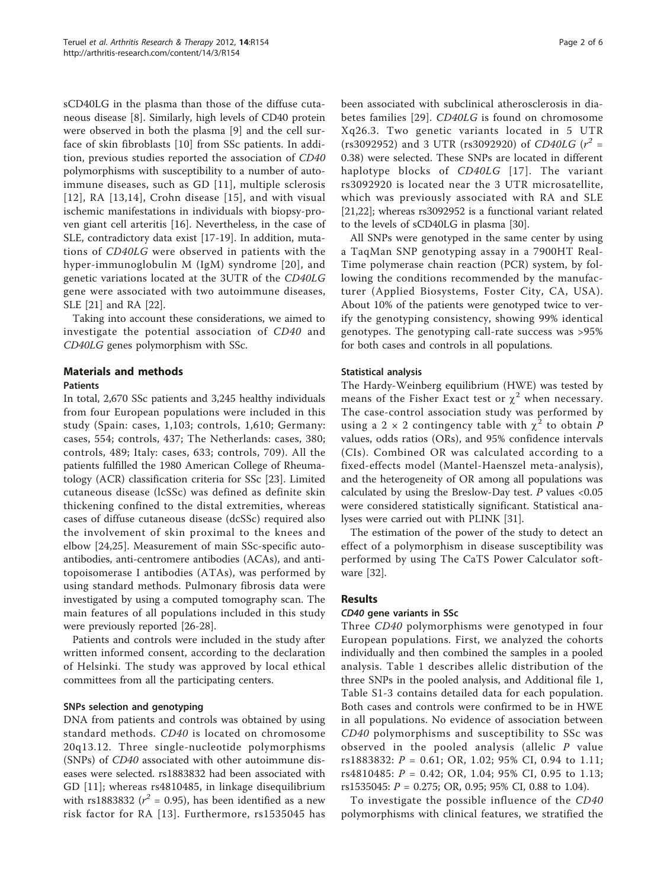sCD40LG in the plasma than those of the diffuse cutaneous disease [8]. Similarly, high levels of CD40 protein were observed in both the plasma [9] and the cell surface of skin fibroblasts [10] from SSc patients. In addition, previous studies reported the association of *CD40* polymorphisms with susceptibility to a number of autoimmune diseases, such as GD [11], multiple sclerosis [12], RA [13,14], Crohn disease [15], and with visual ischemic manifestations in individuals with biopsy-proven giant cell arteritis [16]. Nevertheless, in the case of SLE, contradictory data exist [17-19]. In addition, mutations of *CD40LG* were observed in patients with the hyper-immunoglobulin M (IgM) syndrome [20], and genetic variations located at the 3UTR of the *CD40LG* gene were associated with two autoimmune diseases, SLE [21] and RA [22].

Taking into account these considerations, we aimed to investigate the potential association of *CD40* and *CD40LG* genes polymorphism with SSc.

## Materials and methods

### Patients

In total, 2,670 SSc patients and 3,245 healthy individuals from four European populations were included in this study (Spain: cases, 1,103; controls, 1,610; Germany: cases, 554; controls, 437; The Netherlands: cases, 380; controls, 489; Italy: cases, 633; controls, 709). All the patients fulfilled the 1980 American College of Rheumatology (ACR) classification criteria for SSc [23]. Limited cutaneous disease (lcSSc) was defined as definite skin thickening confined to the distal extremities, whereas cases of diffuse cutaneous disease (dcSSc) required also the involvement of skin proximal to the knees and elbow [24,25]. Measurement of main SSc-specific autoantibodies, anti-centromere antibodies (ACAs), and anti-topoisomerase I antibodies (ATAs), was performed by using standard methods. Pulmonary fibrosis data were investigated by using a computed tomography scan. The main features of all populations included in this study were previously reported [26-28].

Patients and controls were included in the study after written informed consent, according to the declaration of Helsinki. The study was approved by local ethical committees from all the participating centers.

### SNPs selection and genotyping

DNA from patients and controls was obtained by using standard methods. *CD40* is located on chromosome 20q13.12. Three single-nucleotide polymorphisms (SNPs) of *CD40* associated with other autoimmune diseases were selected. rs1883832 had been associated with GD [11]; whereas rs4810485, in linkage disequilibrium with rs1883832 ($r^2$ = 0.95), has been identified as a new risk factor for RA [13]. Furthermore, rs1535045 has been associated with subclinical atherosclerosis in diabetes families [29]. *CD40LG* is found on chromosome Xq26.3. Two genetic variants located in 5 UTR (rs3092952) and 3 UTR (rs3092920) of *CD40LG* ($r^2$ = 0.38) were selected. These SNPs are located in different haplotype blocks of *CD40LG* [17]. The variant rs3092920 is located near the 3 UTR microsatellite, which was previously associated with RA and SLE [21,22]; whereas rs3092952 is a functional variant related to the levels of sCD40LG in plasma [30].

All SNPs were genotyped in the same center by using a TaqMan SNP genotyping assay in a 7900HT Real-Time polymerase chain reaction (PCR) system, by following the conditions recommended by the manufacturer (Applied Biosystems, Foster City, CA, USA). About 10% of the patients were genotyped twice to verify the genotyping consistency, showing 99% identical genotypes. The genotyping call-rate success was >95% for both cases and controls in all populations.

### Statistical analysis

The Hardy-Weinberg equilibrium (HWE) was tested by means of the Fisher Exact test or $\chi^2$ when necessary. The case-control association study was performed by using a 2 × 2 contingency table with $\chi^2$ to obtain *P* values, odds ratios (ORs), and 95% confidence intervals (CIs). Combined OR was calculated according to a fixed-effects model (Mantel-Haenszel meta-analysis), and the heterogeneity of OR among all populations was calculated by using the Breslow-Day test. *P* values <0.05 were considered statistically significant. Statistical analyses were carried out with PLINK [31].

The estimation of the power of the study to detect an effect of a polymorphism in disease susceptibility was performed by using The CaTS Power Calculator software [32].

## Results

### *CD40* gene variants in SSc

Three *CD40* polymorphisms were genotyped in four European populations. First, we analyzed the cohorts individually and then combined the samples in a pooled analysis. Table 1 describes allelic distribution of the three SNPs in the pooled analysis, and Additional file 1, Table S1-3 contains detailed data for each population. Both cases and controls were confirmed to be in HWE in all populations. No evidence of association between *CD40* polymorphisms and susceptibility to SSc was observed in the pooled analysis (allelic *P* value rs1883832: *P* = 0.61; OR, 1.02; 95% CI, 0.94 to 1.11; rs4810485: *P* = 0.42; OR, 1.04; 95% CI, 0.95 to 1.13; rs1535045: *P* = 0.275; OR, 0.95; 95% CI, 0.88 to 1.04).

To investigate the possible influence of the *CD40* polymorphisms with clinical features, we stratified the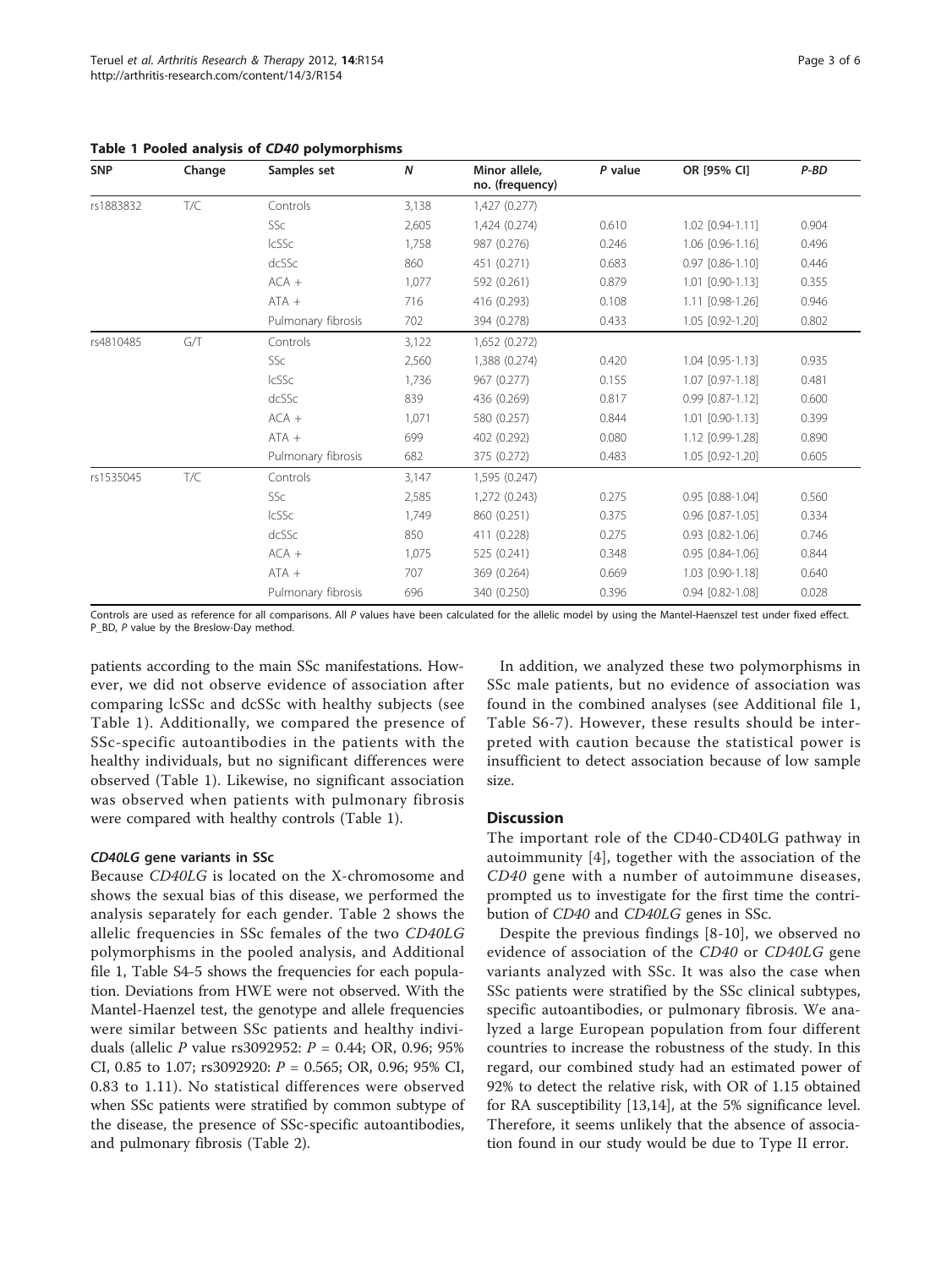**Table 1 Pooled analysis of *CD40* polymorphisms**

| SNP | Change | Samples set | *N* | Minor allele, no. (frequency) | *P* value | OR [95% CI] | *P-BD* |
|---|---|---|---|---|---|---|---|
| rs1883832 | T/C | Controls | 3,138 | 1,427 (0.277) | | | |
| | | SSc | 2,605 | 1,424 (0.274) | 0.610 | 1.02 [0.94-1.11] | 0.904 |
| | | lcSSc | 1,758 | 987 (0.276) | 0.246 | 1.06 [0.96-1.16] | 0.496 |
| | | dcSSc | 860 | 451 (0.271) | 0.683 | 0.97 [0.86-1.10] | 0.446 |
| | | ACA + | 1,077 | 592 (0.261) | 0.879 | 1.01 [0.90-1.13] | 0.355 |
| | | ATA + | 716 | 416 (0.293) | 0.108 | 1.11 [0.98-1.26] | 0.946 |
| | | Pulmonary fibrosis | 702 | 394 (0.278) | 0.433 | 1.05 [0.92-1.20] | 0.802 |
| rs4810485 | G/T | Controls | 3,122 | 1,652 (0.272) | | | |
| | | SSc | 2,560 | 1,388 (0.274) | 0.420 | 1.04 [0.95-1.13] | 0.935 |
| | | lcSSc | 1,736 | 967 (0.277) | 0.155 | 1.07 [0.97-1.18] | 0.481 |
| | | dcSSc | 839 | 436 (0.269) | 0.817 | 0.99 [0.87-1.12] | 0.600 |
| | | ACA + | 1,071 | 580 (0.257) | 0.844 | 1.01 [0.90-1.13] | 0.399 |
| | | ATA + | 699 | 402 (0.292) | 0.080 | 1.12 [0.99-1.28] | 0.890 |
| | | Pulmonary fibrosis | 682 | 375 (0.272) | 0.483 | 1.05 [0.92-1.20] | 0.605 |
| rs1535045 | T/C | Controls | 3,147 | 1,595 (0.247) | | | |
| | | SSc | 2,585 | 1,272 (0.243) | 0.275 | 0.95 [0.88-1.04] | 0.560 |
| | | lcSSc | 1,749 | 860 (0.251) | 0.375 | 0.96 [0.87-1.05] | 0.334 |
| | | dcSSc | 850 | 411 (0.228) | 0.275 | 0.93 [0.82-1.06] | 0.746 |
| | | ACA + | 1,075 | 525 (0.241) | 0.348 | 0.95 [0.84-1.06] | 0.844 |
| | | ATA + | 707 | 369 (0.264) | 0.669 | 1.03 [0.90-1.18] | 0.640 |
| | | Pulmonary fibrosis | 696 | 340 (0.250) | 0.396 | 0.94 [0.82-1.08] | 0.028 |

Controls are used as reference for all comparisons. All *P* values have been calculated for the allelic model by using the Mantel-Haenszel test under fixed effect. P_BD, *P* value by the Breslow-Day method.

patients according to the main SSc manifestations. However, we did not observe evidence of association after comparing lcSSc and dcSSc with healthy subjects (see Table 1). Additionally, we compared the presence of SSc-specific autoantibodies in the patients with the healthy individuals, but no significant differences were observed (Table 1). Likewise, no significant association was observed when patients with pulmonary fibrosis were compared with healthy controls (Table 1).

### *CD40LG* gene variants in SSc

Because *CD40LG* is located on the X-chromosome and shows the sexual bias of this disease, we performed the analysis separately for each gender. Table 2 shows the allelic frequencies in SSc females of the two *CD40LG* polymorphisms in the pooled analysis, and Additional file 1, Table S4-5 shows the frequencies for each population. Deviations from HWE were not observed. With the Mantel-Haenzel test, the genotype and allele frequencies were similar between SSc patients and healthy individuals (allelic *P* value rs3092952: *P* = 0.44; OR, 0.96; 95% CI, 0.85 to 1.07; rs3092920: *P* = 0.565; OR, 0.96; 95% CI, 0.83 to 1.11). No statistical differences were observed when SSc patients were stratified by common subtype of the disease, the presence of SSc-specific autoantibodies, and pulmonary fibrosis (Table 2).

In addition, we analyzed these two polymorphisms in SSc male patients, but no evidence of association was found in the combined analyses (see Additional file 1, Table S6-7). However, these results should be interpreted with caution because the statistical power is insufficient to detect association because of low sample size.

## Discussion

The important role of the CD40-CD40LG pathway in autoimmunity [4], together with the association of the *CD40* gene with a number of autoimmune diseases, prompted us to investigate for the first time the contribution of *CD40* and *CD40LG* genes in SSc.

Despite the previous findings [8-10], we observed no evidence of association of the *CD40* or *CD40LG* gene variants analyzed with SSc. It was also the case when SSc patients were stratified by the SSc clinical subtypes, specific autoantibodies, or pulmonary fibrosis. We analyzed a large European population from four different countries to increase the robustness of the study. In this regard, our combined study had an estimated power of 92% to detect the relative risk, with OR of 1.15 obtained for RA susceptibility [13,14], at the 5% significance level. Therefore, it seems unlikely that the absence of association found in our study would be due to Type II error.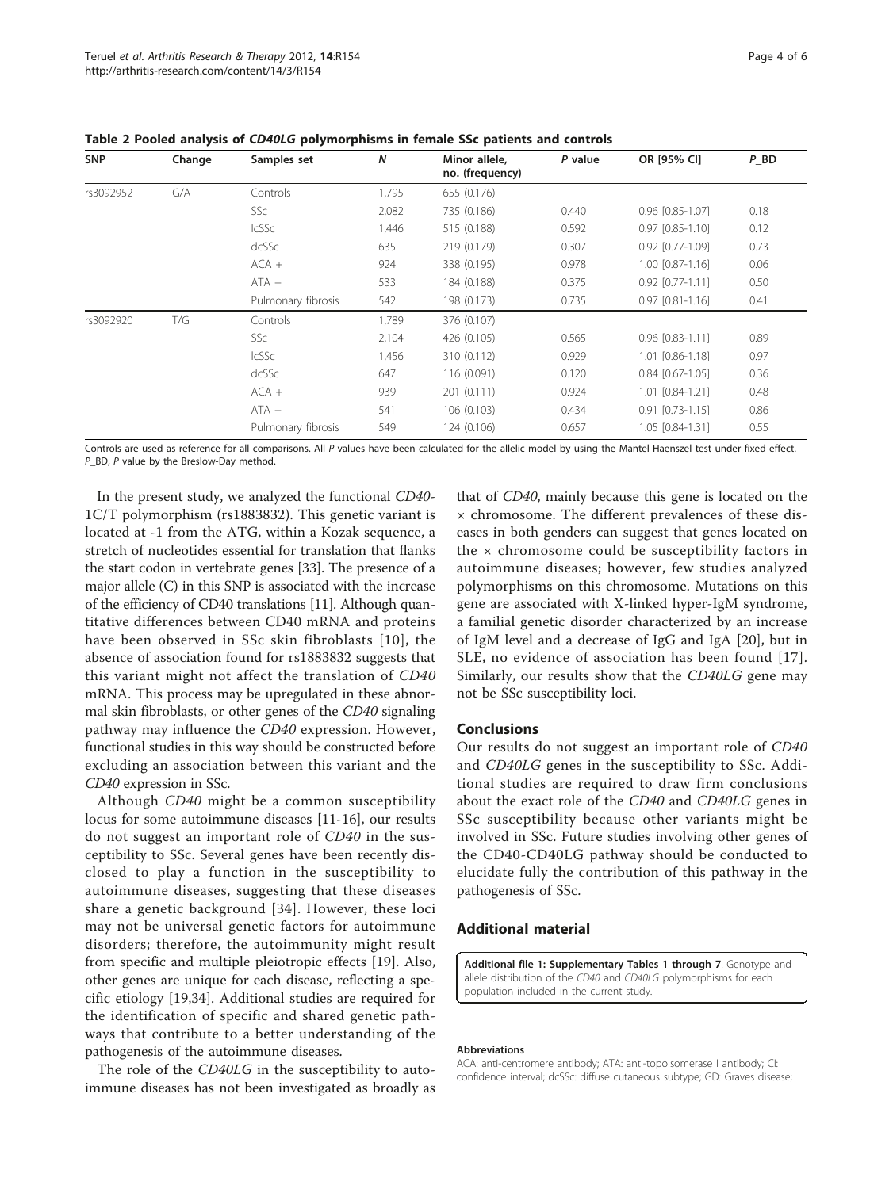**Table 2 Pooled analysis of *CD40LG* polymorphisms in female SSc patients and controls**

| SNP | Change | Samples set | *N* | Minor allele, no. (frequency) | *P* value | OR [95% CI] | *P*_BD |
|---|---|---|---|---|---|---|---|
| rs3092952 | G/A | Controls | 1,795 | 655 (0.176) | | | |
| | | SSc | 2,082 | 735 (0.186) | 0.440 | 0.96 [0.85-1.07] | 0.18 |
| | | lcSSc | 1,446 | 515 (0.188) | 0.592 | 0.97 [0.85-1.10] | 0.12 |
| | | dcSSc | 635 | 219 (0.179) | 0.307 | 0.92 [0.77-1.09] | 0.73 |
| | | ACA + | 924 | 338 (0.195) | 0.978 | 1.00 [0.87-1.16] | 0.06 |
| | | ATA + | 533 | 184 (0.188) | 0.375 | 0.92 [0.77-1.11] | 0.50 |
| | | Pulmonary fibrosis | 542 | 198 (0.173) | 0.735 | 0.97 [0.81-1.16] | 0.41 |
| rs3092920 | T/G | Controls | 1,789 | 376 (0.107) | | | |
| | | SSc | 2,104 | 426 (0.105) | 0.565 | 0.96 [0.83-1.11] | 0.89 |
| | | lcSSc | 1,456 | 310 (0.112) | 0.929 | 1.01 [0.86-1.18] | 0.97 |
| | | dcSSc | 647 | 116 (0.091) | 0.120 | 0.84 [0.67-1.05] | 0.36 |
| | | ACA + | 939 | 201 (0.111) | 0.924 | 1.01 [0.84-1.21] | 0.48 |
| | | ATA + | 541 | 106 (0.103) | 0.434 | 0.91 [0.73-1.15] | 0.86 |
| | | Pulmonary fibrosis | 549 | 124 (0.106) | 0.657 | 1.05 [0.84-1.31] | 0.55 |

Controls are used as reference for all comparisons. All *P* values have been calculated for the allelic model by using the Mantel-Haenszel test under fixed effect. *P*_BD, *P* value by the Breslow-Day method.

In the present study, we analyzed the functional *CD40*-1C/T polymorphism (rs1883832). This genetic variant is located at -1 from the ATG, within a Kozak sequence, a stretch of nucleotides essential for translation that flanks the start codon in vertebrate genes [33]. The presence of a major allele (C) in this SNP is associated with the increase of the efficiency of CD40 translations [11]. Although quantitative differences between CD40 mRNA and proteins have been observed in SSc skin fibroblasts [10], the absence of association found for rs1883832 suggests that this variant might not affect the translation of *CD40* mRNA. This process may be upregulated in these abnormal skin fibroblasts, or other genes of the *CD40* signaling pathway may influence the *CD40* expression. However, functional studies in this way should be constructed before excluding an association between this variant and the *CD40* expression in SSc.

Although *CD40* might be a common susceptibility locus for some autoimmune diseases [11-16], our results do not suggest an important role of *CD40* in the susceptibility to SSc. Several genes have been recently disclosed to play a function in the susceptibility to autoimmune diseases, suggesting that these diseases share a genetic background [34]. However, these loci may not be universal genetic factors for autoimmune disorders; therefore, the autoimmunity might result from specific and multiple pleiotropic effects [19]. Also, other genes are unique for each disease, reflecting a specific etiology [19,34]. Additional studies are required for the identification of specific and shared genetic pathways that contribute to a better understanding of the pathogenesis of the autoimmune diseases.

The role of the *CD40LG* in the susceptibility to autoimmune diseases has not been investigated as broadly as that of *CD40*, mainly because this gene is located on the × chromosome. The different prevalences of these diseases in both genders can suggest that genes located on the × chromosome could be susceptibility factors in autoimmune diseases; however, few studies analyzed polymorphisms on this chromosome. Mutations on this gene are associated with X-linked hyper-IgM syndrome, a familial genetic disorder characterized by an increase of IgM level and a decrease of IgG and IgA [20], but in SLE, no evidence of association has been found [17]. Similarly, our results show that the *CD40LG* gene may not be SSc susceptibility loci.

## Conclusions

Our results do not suggest an important role of *CD40* and *CD40LG* genes in the susceptibility to SSc. Additional studies are required to draw firm conclusions about the exact role of the *CD40* and *CD40LG* genes in SSc susceptibility because other variants might be involved in SSc. Future studies involving other genes of the CD40-CD40LG pathway should be conducted to elucidate fully the contribution of this pathway in the pathogenesis of SSc.

## Additional material

**Additional file 1: Supplementary Tables 1 through 7**. Genotype and allele distribution of the *CD40* and *CD40LG* polymorphisms for each population included in the current study.

#### Abbreviations

ACA: anti-centromere antibody; ATA: anti-topoisomerase I antibody; CI: confidence interval; dcSSc: diffuse cutaneous subtype; GD: Graves disease;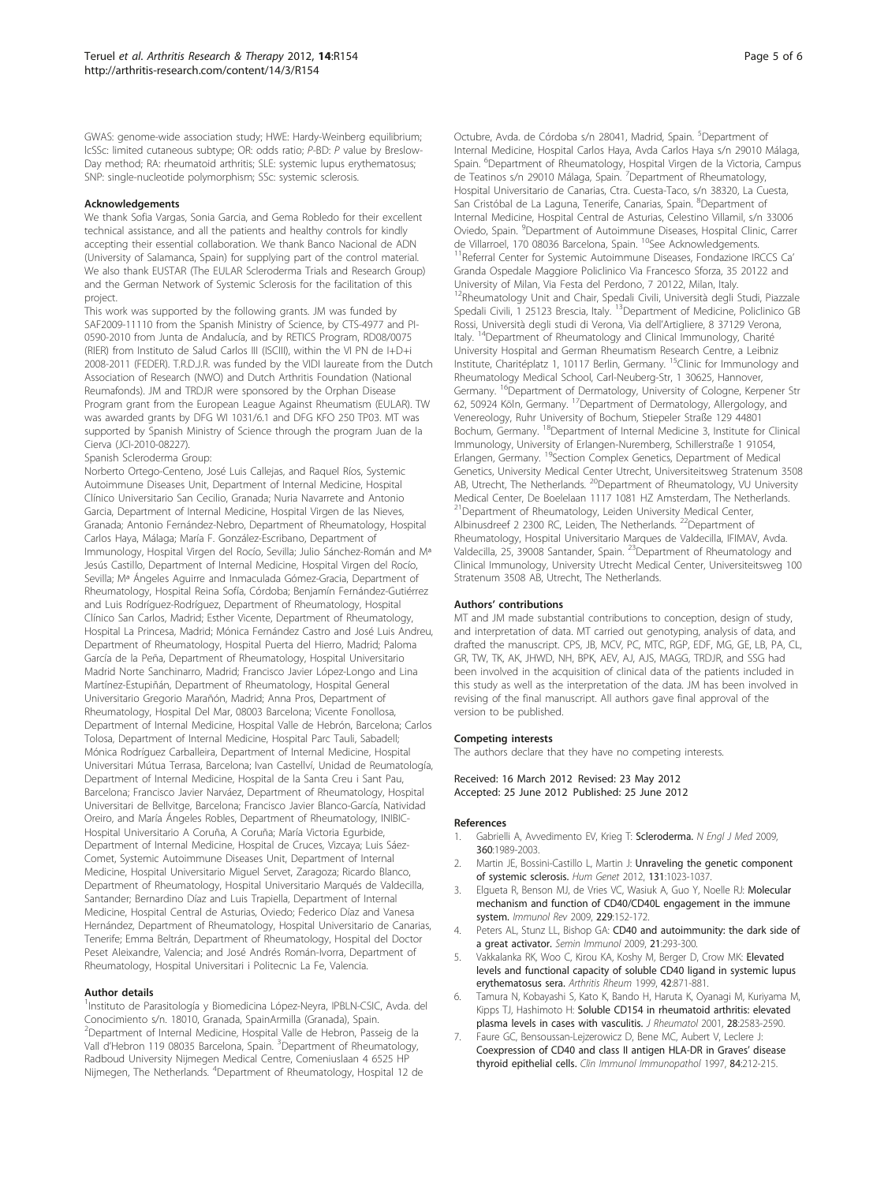GWAS: genome-wide association study; HWE: Hardy-Weinberg equilibrium; lcSSc: limited cutaneous subtype; OR: odds ratio; *P*-BD: *P* value by Breslow-Day method; RA: rheumatoid arthritis; SLE: systemic lupus erythematosus; SNP: single-nucleotide polymorphism; SSc: systemic sclerosis.

#### Acknowledgements

We thank Sofia Vargas, Sonia Garcia, and Gema Robledo for their excellent technical assistance, and all the patients and healthy controls for kindly accepting their essential collaboration. We thank Banco Nacional de ADN (University of Salamanca, Spain) for supplying part of the control material. We also thank EUSTAR (The EULAR Scleroderma Trials and Research Group) and the German Network of Systemic Sclerosis for the facilitation of this project.

This work was supported by the following grants. JM was funded by SAF2009-11110 from the Spanish Ministry of Science, by CTS-4977 and PI-0590-2010 from Junta de Andalucía, and by RETICS Program, RD08/0075 (RIER) from Instituto de Salud Carlos III (ISCIII), within the VI PN de I+D+i 2008-2011 (FEDER). T.R.D.J.R. was funded by the VIDI laureate from the Dutch Association of Research (NWO) and Dutch Arthritis Foundation (National Reumafonds). JM and TRDJR were sponsored by the Orphan Disease Program grant from the European League Against Rheumatism (EULAR). TW was awarded grants by DFG WI 1031/6.1 and DFG KFO 250 TP03. MT was supported by Spanish Ministry of Science through the program Juan de la Cierva (JCI-2010-08227).

Spanish Scleroderma Group:

Norberto Ortego-Centeno, José Luis Callejas, and Raquel Ríos, Systemic Autoimmune Diseases Unit, Department of Internal Medicine, Hospital Clínico Universitario San Cecilio, Granada; Nuria Navarrete and Antonio Garcia, Department of Internal Medicine, Hospital Virgen de las Nieves, Granada; Antonio Fernández-Nebro, Department of Rheumatology, Hospital Carlos Haya, Málaga; María F. González-Escribano, Department of Immunology, Hospital Virgen del Rocío, Sevilla; Julio Sánchez-Román and Mª Jesús Castillo, Department of Internal Medicine, Hospital Virgen del Rocío, Sevilla; Mª Ángeles Aguirre and Inmaculada Gómez-Gracia, Department of Rheumatology, Hospital Reina Sofía, Córdoba; Benjamín Fernández-Gutiérrez and Luis Rodríguez-Rodríguez, Department of Rheumatology, Hospital Clínico San Carlos, Madrid; Esther Vicente, Department of Rheumatology, Hospital La Princesa, Madrid; Mónica Fernández Castro and José Luis Andreu, Department of Rheumatology, Hospital Puerta del Hierro, Madrid; Paloma García de la Peña, Department of Rheumatology, Hospital Universitario Madrid Norte Sanchinarro, Madrid; Francisco Javier López-Longo and Lina Martínez-Estupiñán, Department of Rheumatology, Hospital General Universitario Gregorio Marañón, Madrid; Anna Pros, Department of Rheumatology, Hospital Del Mar, 08003 Barcelona; Vicente Fonollosa, Department of Internal Medicine, Hospital Valle de Hebrón, Barcelona; Carlos Tolosa, Department of Internal Medicine, Hospital Parc Tauli, Sabadell; Mónica Rodríguez Carballeira, Department of Internal Medicine, Hospital Universitari Mútua Terrasa, Barcelona; Ivan Castellví, Unidad de Reumatología, Department of Internal Medicine, Hospital de la Santa Creu i Sant Pau, Barcelona; Francisco Javier Narváez, Department of Rheumatology, Hospital Universitari de Bellvitge, Barcelona; Francisco Javier Blanco-García, Natividad Oreiro, and María Ángeles Robles, Department of Rheumatology, INIBIC-Hospital Universitario A Coruña, A Coruña; María Victoria Egurbide, Department of Internal Medicine, Hospital de Cruces, Vizcaya; Luis Sáez-Comet, Systemic Autoimmune Diseases Unit, Department of Internal Medicine, Hospital Universitario Miguel Servet, Zaragoza; Ricardo Blanco, Department of Rheumatology, Hospital Universitario Marqués de Valdecilla, Santander; Bernardino Díaz and Luis Trapiella, Department of Internal Medicine, Hospital Central de Asturias, Oviedo; Federico Díaz and Vanesa Hernández, Department of Rheumatology, Hospital Universitario de Canarias, Tenerife; Emma Beltrán, Department of Rheumatology, Hospital del Doctor Peset Aleixandre, Valencia; and José Andrés Román-Ivorra, Department of Rheumatology, Hospital Universitari i Politecnic La Fe, Valencia.

#### Author details

[1]Instituto de Parasitología y Biomedicina López-Neyra, IPBLN-CSIC, Avda. del Conocimiento s/n. 18010, Granada, SpainArmilla (Granada), Spain. [2]Department of Internal Medicine, Hospital Valle de Hebron, Passeig de la Vall d'Hebron 119 08035 Barcelona, Spain. [3]Department of Rheumatology, Radboud University Nijmegen Medical Centre, Comeniuslaan 4 6525 HP Nijmegen, The Netherlands. [4]Department of Rheumatology, Hospital 12 de Octubre, Avda. de Córdoba s/n 28041, Madrid, Spain. [5]Department of Internal Medicine, Hospital Carlos Haya, Avda Carlos Haya s/n 29010 Málaga, Spain. [6]Department of Rheumatology, Hospital Virgen de la Victoria, Campus de Teatinos s/n 29010 Málaga, Spain. [7]Department of Rheumatology, Hospital Universitario de Canarias, Ctra. Cuesta-Taco, s/n 38320, La Cuesta, San Cristóbal de La Laguna, Tenerife, Canarias, Spain. [8]Department of Internal Medicine, Hospital Central de Asturias, Celestino Villamil, s/n 33006 Oviedo, Spain. [9]Department of Autoimmune Diseases, Hospital Clinic, Carrer de Villarroel, 170 08036 Barcelona, Spain. [10]See Acknowledgements. [11]Referral Center for Systemic Autoimmune Diseases, Fondazione IRCCS Ca' Granda Ospedale Maggiore Policlinico Via Francesco Sforza, 35 20122 and University of Milan, Via Festa del Perdono, 7 20122, Milan, Italy. [12]Rheumatology Unit and Chair, Spedali Civili, Università degli Studi, Piazzale Spedali Civili, 1 25123 Brescia, Italy. [13]Department of Medicine, Policlinico GB Rossi, Università degli studi di Verona, Via dell'Artigliere, 8 37129 Verona, Italy. [14]Department of Rheumatology and Clinical Immunology, Charité University Hospital and German Rheumatism Research Centre, a Leibniz Institute, Charitéplatz 1, 10117 Berlin, Germany. [15]Clinic for Immunology and Rheumatology Medical School, Carl-Neuberg-Str, 1 30625, Hannover, Germany. [16]Department of Dermatology, University of Cologne, Kerpener Str 62, 50924 Köln, Germany. [17]Department of Dermatology, Allergology, and Venereology, Ruhr University of Bochum, Stiepeler Straße 129 44801 Bochum, Germany. [18]Department of Internal Medicine 3, Institute for Clinical Immunology, University of Erlangen-Nuremberg, Schillerstraße 1 91054, Erlangen, Germany. [19]Section Complex Genetics, Department of Medical Genetics, University Medical Center Utrecht, Universiteitsweg Stratenum 3508 AB, Utrecht, The Netherlands. [20]Department of Rheumatology, VU University Medical Center, De Boelelaan 1117 1081 HZ Amsterdam, The Netherlands. [21]Department of Rheumatology, Leiden University Medical Center, Albinusdreef 2 2300 RC, Leiden, The Netherlands. [22]Department of Rheumatology, Hospital Universitario Marques de Valdecilla, IFIMAV, Avda. Valdecilla, 25, 39008 Santander, Spain. [23]Department of Rheumatology and Clinical Immunology, University Utrecht Medical Center, Universiteitsweg 100 Stratenum 3508 AB, Utrecht, The Netherlands.

#### Authors' contributions

MT and JM made substantial contributions to conception, design of study, and interpretation of data. MT carried out genotyping, analysis of data, and drafted the manuscript. CPS, JB, MCV, PC, MTC, RGP, EDF, MG, GE, LB, PA, CL, GR, TW, TK, AK, JHWD, NH, BPK, AEV, AJ, AJS, MAGG, TRDJR, and SSG had been involved in the acquisition of clinical data of the patients included in this study as well as the interpretation of the data. JM has been involved in revising of the final manuscript. All authors gave final approval of the version to be published.

#### Competing interests

The authors declare that they have no competing interests.

Received: 16 March 2012 Revised: 23 May 2012
Accepted: 25 June 2012 Published: 25 June 2012

#### References

1. Gabrielli A, Avvedimento EV, Krieg T: **Scleroderma.** *N Engl J Med* 2009, **360**:1989-2003.
2. Martin JE, Bossini-Castillo L, Martin J: **Unraveling the genetic component of systemic sclerosis.** *Hum Genet* 2012, **131**:1023-1037.
3. Elgueta R, Benson MJ, de Vries VC, Wasiuk A, Guo Y, Noelle RJ: **Molecular mechanism and function of CD40/CD40L engagement in the immune system.** *Immunol Rev* 2009, **229**:152-172.
4. Peters AL, Stunz LL, Bishop GA: **CD40 and autoimmunity: the dark side of a great activator.** *Semin Immunol* 2009, **21**:293-300.
5. Vakkalanka RK, Woo C, Kirou KA, Koshy M, Berger D, Crow MK: **Elevated levels and functional capacity of soluble CD40 ligand in systemic lupus erythematosus sera.** *Arthritis Rheum* 1999, **42**:871-881.
6. Tamura N, Kobayashi S, Kato K, Bando H, Haruta K, Oyanagi M, Kuriyama M, Kipps TJ, Hashimoto H: **Soluble CD154 in rheumatoid arthritis: elevated plasma levels in cases with vasculitis.** *J Rheumatol* 2001, **28**:2583-2590.
7. Faure GC, Bensoussan-Lejzerowicz D, Bene MC, Aubert V, Leclere J: **Coexpression of CD40 and class II antigen HLA-DR in Graves' disease thyroid epithelial cells.** *Clin Immunol Immunopathol* 1997, **84**:212-215.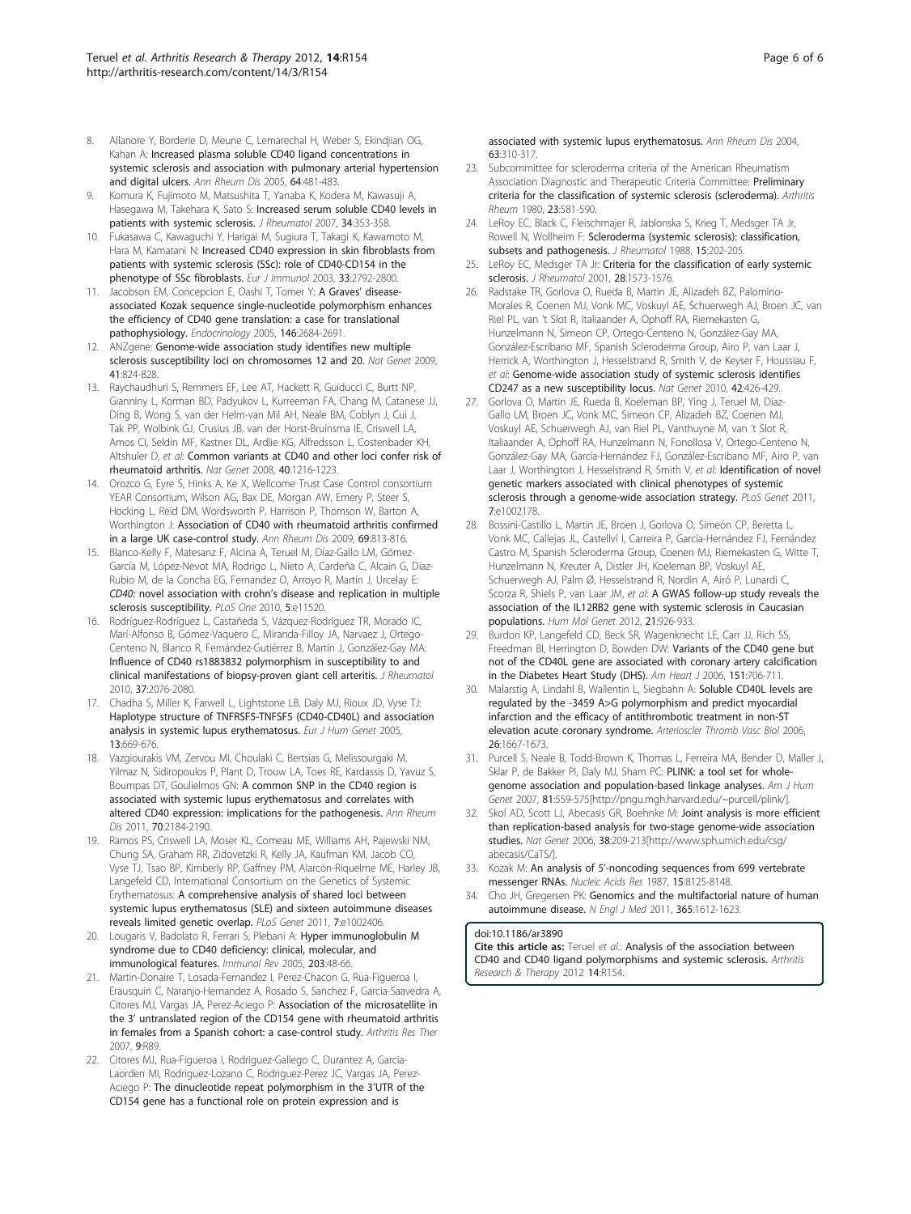8. Allanore Y, Borderie D, Meune C, Lemarechal H, Weber S, Ekindjian OG, Kahan A: **Increased plasma soluble CD40 ligand concentrations in systemic sclerosis and association with pulmonary arterial hypertension and digital ulcers.** *Ann Rheum Dis* 2005, **64**:481-483.
9. Komura K, Fujimoto M, Matsushita T, Yanaba K, Kodera M, Kawasuji A, Hasegawa M, Takehara K, Sato S: **Increased serum soluble CD40 levels in patients with systemic sclerosis.** *J Rheumatol* 2007, **34**:353-358.
10. Fukasawa C, Kawaguchi Y, Harigai M, Sugiura T, Takagi K, Kawamoto M, Hara M, Kamatani N: **Increased CD40 expression in skin fibroblasts from patients with systemic sclerosis (SSc): role of CD40-CD154 in the phenotype of SSc fibroblasts.** *Eur J Immunol* 2003, **33**:2792-2800.
11. Jacobson EM, Concepcion E, Oashi T, Tomer Y: **A Graves' disease-associated Kozak sequence single-nucleotide polymorphism enhances the efficiency of CD40 gene translation: a case for translational pathophysiology.** *Endocrinology* 2005, **146**:2684-2691.
12. ANZgene: **Genome-wide association study identifies new multiple sclerosis susceptibility loci on chromosomes 12 and 20.** *Nat Genet* 2009, **41**:824-828.
13. Raychaudhuri S, Remmers EF, Lee AT, Hackett R, Guiducci C, Burtt NP, Gianniny L, Korman BD, Padyukov L, Kurreeman FA, Chang M, Catanese JJ, Ding B, Wong S, van der Helm-van Mil AH, Neale BM, Coblyn J, Cui J, Tak PP, Wolbink GJ, Crusius JB, van der Horst-Bruinsma IE, Criswell LA, Amos CI, Seldin MF, Kastner DL, Ardlie KG, Alfredsson L, Costenbader KH, Altshuler D, *et al*: **Common variants at CD40 and other loci confer risk of rheumatoid arthritis.** *Nat Genet* 2008, **40**:1216-1223.
14. Orozco G, Eyre S, Hinks A, Ke X, Wellcome Trust Case Control consortium YEAR Consortium, Wilson AG, Bax DE, Morgan AW, Emery P, Steer S, Hocking L, Reid DM, Wordsworth P, Harrison P, Thomson W, Barton A, Worthington J: **Association of CD40 with rheumatoid arthritis confirmed in a large UK case-control study.** *Ann Rheum Dis* 2009, **69**:813-816.
15. Blanco-Kelly F, Matesanz F, Alcina A, Teruel M, Díaz-Gallo LM, Gómez-García M, López-Nevot MA, Rodrigo L, Nieto A, Cardeña C, Alcain G, Díaz-Rubio M, de la Concha EG, Fernandez O, Arroyo R, Martín J, Urcelay E: ***CD40:* novel association with crohn's disease and replication in multiple sclerosis susceptibility.** *PLoS One* 2010, **5**:e11520.
16. Rodríguez-Rodríguez L, Castañeda S, Vázquez-Rodríguez TR, Morado IC, Marí-Alfonso B, Gómez-Vaquero C, Miranda-Filloy JA, Narvaez J, Ortego-Centeno N, Blanco R, Fernández-Gutiérrez B, Martín J, González-Gay MA: **Influence of CD40 rs1883832 polymorphism in susceptibility to and clinical manifestations of biopsy-proven giant cell arteritis.** *J Rheumatol* 2010, **37**:2076-2080.
17. Chadha S, Miller K, Farwell L, Lightstone LB, Daly MJ, Rioux JD, Vyse TJ: **Haplotype structure of TNFRSF5-TNFSF5 (CD40-CD40L) and association analysis in systemic lupus erythematosus.** *Eur J Hum Genet* 2005, **13**:669-676.
18. Vazgiourakis VM, Zervou MI, Choulaki C, Bertsias G, Melissourgaki M, Yilmaz N, Sidiropoulos P, Plant D, Trouw LA, Toes RE, Kardassis D, Yavuz S, Boumpas DT, Goulielmos GN: **A common SNP in the CD40 region is associated with systemic lupus erythematosus and correlates with altered CD40 expression: implications for the pathogenesis.** *Ann Rheum Dis* 2011, **70**:2184-2190.
19. Ramos PS, Criswell LA, Moser KL, Comeau ME, Williams AH, Pajewski NM, Chung SA, Graham RR, Zidovetzki R, Kelly JA, Kaufman KM, Jacob CO, Vyse TJ, Tsao BP, Kimberly RP, Gaffney PM, Alarcón-Riquelme ME, Harley JB, Langefeld CD, International Consortium on the Genetics of Systemic Erythematosus: **A comprehensive analysis of shared loci between systemic lupus erythematosus (SLE) and sixteen autoimmune diseases reveals limited genetic overlap.** *PLoS Genet* 2011, **7**:e1002406.
20. Lougaris V, Badolato R, Ferrari S, Plebani A: **Hyper immunoglobulin M syndrome due to CD40 deficiency: clinical, molecular, and immunological features.** *Immunol Rev* 2005, **203**:48-66.
21. Martin-Donaire T, Losada-Fernandez I, Perez-Chacon G, Rua-Figueroa I, Erausquin C, Naranjo-Hernandez A, Rosado S, Sanchez F, Garcia-Saavedra A, Citores MJ, Vargas JA, Perez-Aciego P: **Association of the microsatellite in the 3' untranslated region of the CD154 gene with rheumatoid arthritis in females from a Spanish cohort: a case-control study.** *Arthritis Res Ther* 2007, **9**:R89.
22. Citores MJ, Rua-Figueroa I, Rodriguez-Gallego C, Durantez A, Garcia-Laorden MI, Rodriguez-Lozano C, Rodriguez-Perez JC, Vargas JA, Perez-Aciego P: **The dinucleotide repeat polymorphism in the 3'UTR of the CD154 gene has a functional role on protein expression and is associated with systemic lupus erythematosus.** *Ann Rheum Dis* 2004, **63**:310-317.
23. Subcommittee for scleroderma criteria of the American Rheumatism Association Diagnostic and Therapeutic Criteria Committee: **Preliminary criteria for the classification of systemic sclerosis (scleroderma).** *Arthritis Rheum* 1980, **23**:581-590.
24. LeRoy EC, Black C, Fleischmajer R, Jablonska S, Krieg T, Medsger TA Jr, Rowell N, Wollheim F: **Scleroderma (systemic sclerosis): classification, subsets and pathogenesis.** *J Rheumatol* 1988, **15**:202-205.
25. LeRoy EC, Medsger TA Jr: **Criteria for the classification of early systemic sclerosis.** *J Rheumatol* 2001, **28**:1573-1576.
26. Radstake TR, Gorlova O, Rueda B, Martin JE, Alizadeh BZ, Palomino-Morales R, Coenen MJ, Vonk MC, Voskuyl AE, Schuerwegh AJ, Broen JC, van Riel PL, van 't Slot R, Italiaander A, Ophoff RA, Riemekasten G, Hunzelmann N, Simeon CP, Ortego-Centeno N, González-Gay MA, González-Escribano MF, Spanish Scleroderma Group, Airo P, van Laar J, Herrick A, Worthington J, Hesselstrand R, Smith V, de Keyser F, Houssiau F, *et al*: **Genome-wide association study of systemic sclerosis identifies CD247 as a new susceptibility locus.** *Nat Genet* 2010, **42**:426-429.
27. Gorlova O, Martin JE, Rueda B, Koeleman BP, Ying J, Teruel M, Diaz-Gallo LM, Broen JC, Vonk MC, Simeon CP, Alizadeh BZ, Coenen MJ, Voskuyl AE, Schuerwegh AJ, van Riel PL, Vanthuyne M, van 't Slot R, Italiaander A, Ophoff RA, Hunzelmann N, Fonollosa V, Ortego-Centeno N, González-Gay MA, García-Hernández FJ, González-Escribano MF, Airo P, van Laar J, Worthington J, Hesselstrand R, Smith V, *et al*: **Identification of novel genetic markers associated with clinical phenotypes of systemic sclerosis through a genome-wide association strategy.** *PLoS Genet* 2011, **7**:e1002178.
28. Bossini-Castillo L, Martin JE, Broen J, Gorlova O, Simeón CP, Beretta L, Vonk MC, Callejas JL, Castellví I, Carreira P, García-Hernández FJ, Fernández Castro M, Spanish Scleroderma Group, Coenen MJ, Riemekasten G, Witte T, Hunzelmann N, Kreuter A, Distler JH, Koeleman BP, Voskuyl AE, Schuerwegh AJ, Palm Ø, Hesselstrand R, Nordin A, Airó P, Lunardi C, Scorza R, Shiels P, van Laar JM, *et al*: **A GWAS follow-up study reveals the association of the IL12RB2 gene with systemic sclerosis in Caucasian populations.** *Hum Mol Genet* 2012, **21**:926-933.
29. Burdon KP, Langefeld CD, Beck SR, Wagenknecht LE, Carr JJ, Rich SS, Freedman BI, Herrington D, Bowden DW: **Variants of the CD40 gene but not of the CD40L gene are associated with coronary artery calcification in the Diabetes Heart Study (DHS).** *Am Heart J* 2006, **151**:706-711.
30. Malarstig A, Lindahl B, Wallentin L, Siegbahn A: **Soluble CD40L levels are regulated by the -3459 A>G polymorphism and predict myocardial infarction and the efficacy of antithrombotic treatment in non-ST elevation acute coronary syndrome.** *Arterioscler Thromb Vasc Biol* 2006, **26**:1667-1673.
31. Purcell S, Neale B, Todd-Brown K, Thomas L, Ferreira MA, Bender D, Maller J, Sklar P, de Bakker PI, Daly MJ, Sham PC: **PLINK: a tool set for whole-genome association and population-based linkage analyses.** *Am J Hum Genet* 2007, **81**:559-575[http://pngu.mgh.harvard.edu/~purcell/plink/].
32. Skol AD, Scott LJ, Abecasis GR, Boehnke M: **Joint analysis is more efficient than replication-based analysis for two-stage genome-wide association studies.** *Nat Genet* 2006, **38**:209-213[http://www.sph.umich.edu/csg/abecasis/CaTS/].
33. Kozak M: **An analysis of 5'-noncoding sequences from 699 vertebrate messenger RNAs.** *Nucleic Acids Res* 1987, **15**:8125-8148.
34. Cho JH, Gregersen PK: **Genomics and the multifactorial nature of human autoimmune disease.** *N Engl J Med* 2011, **365**:1612-1623.

doi:10.1186/ar3890

**Cite this article as:** Teruel *et al.*: Analysis of the association between CD40 and CD40 ligand polymorphisms and systemic sclerosis. *Arthritis Research & Therapy* 2012 **14**:R154.